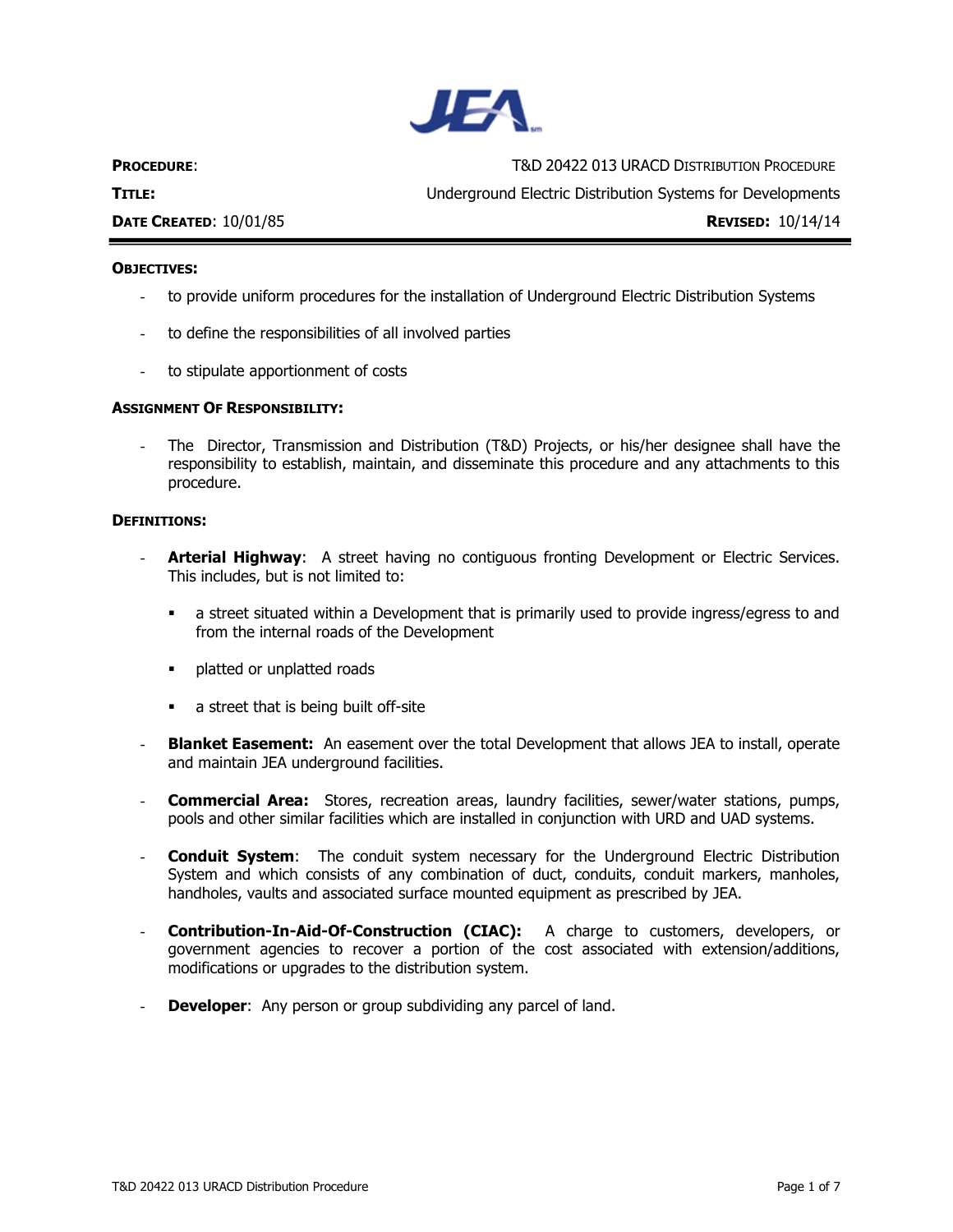**PROCEDURE**: T&D 20422 013 URACD DISTRIBUTION PROCEDURE

**TITLE:** Underground Electric Distribution Systems for Developments

**DATE CREATED**: 10/01/85 **REVISED:** 10/14/14

**OBJECTIVES:**

- to provide uniform procedures for the installation of Underground Electric Distribution Systems
- to define the responsibilities of all involved parties
- to stipulate apportionment of costs

**ASSIGNMENT OF RESPONSIBILITY:**

- The Director, Transmission and Distribution (T&D) Projects, or his/her designee shall have the responsibility to establish, maintain, and disseminate this procedure and any attachments to this procedure.

**DEFINITIONS:**

- **Arterial Highway**: A street having no contiguous fronting Development or Electric Services. This includes, but is not limited to:
  - a street situated within a Development that is primarily used to provide ingress/egress to and from the internal roads of the Development
  - platted or unplatted roads
  - a street that is being built off-site
- **Blanket Easement:** An easement over the total Development that allows JEA to install, operate and maintain JEA underground facilities.
- **Commercial Area:** Stores, recreation areas, laundry facilities, sewer/water stations, pumps, pools and other similar facilities which are installed in conjunction with URD and UAD systems.
- **Conduit System**: The conduit system necessary for the Underground Electric Distribution System and which consists of any combination of duct, conduits, conduit markers, manholes, handholes, vaults and associated surface mounted equipment as prescribed by JEA.
- **Contribution-In-Aid-Of-Construction (CIAC):** A charge to customers, developers, or government agencies to recover a portion of the cost associated with extension/additions, modifications or upgrades to the distribution system.
- **Developer**: Any person or group subdividing any parcel of land.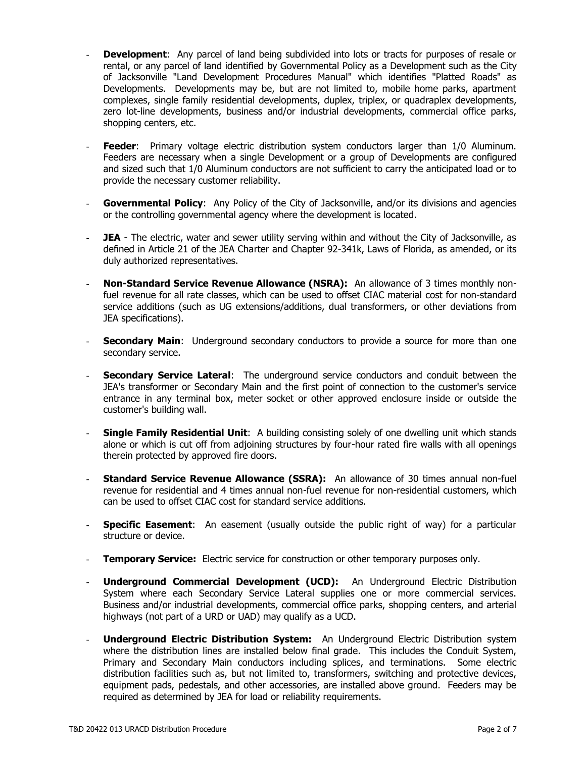- **Development**: Any parcel of land being subdivided into lots or tracts for purposes of resale or rental, or any parcel of land identified by Governmental Policy as a Development such as the City of Jacksonville "Land Development Procedures Manual" which identifies "Platted Roads" as Developments. Developments may be, but are not limited to, mobile home parks, apartment complexes, single family residential developments, duplex, triplex, or quadraplex developments, zero lot-line developments, business and/or industrial developments, commercial office parks, shopping centers, etc.

- **Feeder**: Primary voltage electric distribution system conductors larger than 1/0 Aluminum. Feeders are necessary when a single Development or a group of Developments are configured and sized such that 1/0 Aluminum conductors are not sufficient to carry the anticipated load or to provide the necessary customer reliability.

- **Governmental Policy**: Any Policy of the City of Jacksonville, and/or its divisions and agencies or the controlling governmental agency where the development is located.

- **JEA** - The electric, water and sewer utility serving within and without the City of Jacksonville, as defined in Article 21 of the JEA Charter and Chapter 92-341k, Laws of Florida, as amended, or its duly authorized representatives.

- **Non-Standard Service Revenue Allowance (NSRA):** An allowance of 3 times monthly non-fuel revenue for all rate classes, which can be used to offset CIAC material cost for non-standard service additions (such as UG extensions/additions, dual transformers, or other deviations from JEA specifications).

- **Secondary Main**: Underground secondary conductors to provide a source for more than one secondary service.

- **Secondary Service Lateral**: The underground service conductors and conduit between the JEA's transformer or Secondary Main and the first point of connection to the customer's service entrance in any terminal box, meter socket or other approved enclosure inside or outside the customer's building wall.

- **Single Family Residential Unit**: A building consisting solely of one dwelling unit which stands alone or which is cut off from adjoining structures by four-hour rated fire walls with all openings therein protected by approved fire doors.

- **Standard Service Revenue Allowance (SSRA):** An allowance of 30 times annual non-fuel revenue for residential and 4 times annual non-fuel revenue for non-residential customers, which can be used to offset CIAC cost for standard service additions.

- **Specific Easement**: An easement (usually outside the public right of way) for a particular structure or device.

- **Temporary Service:** Electric service for construction or other temporary purposes only.

- **Underground Commercial Development (UCD):** An Underground Electric Distribution System where each Secondary Service Lateral supplies one or more commercial services. Business and/or industrial developments, commercial office parks, shopping centers, and arterial highways (not part of a URD or UAD) may qualify as a UCD.

- **Underground Electric Distribution System:** An Underground Electric Distribution system where the distribution lines are installed below final grade. This includes the Conduit System, Primary and Secondary Main conductors including splices, and terminations. Some electric distribution facilities such as, but not limited to, transformers, switching and protective devices, equipment pads, pedestals, and other accessories, are installed above ground. Feeders may be required as determined by JEA for load or reliability requirements.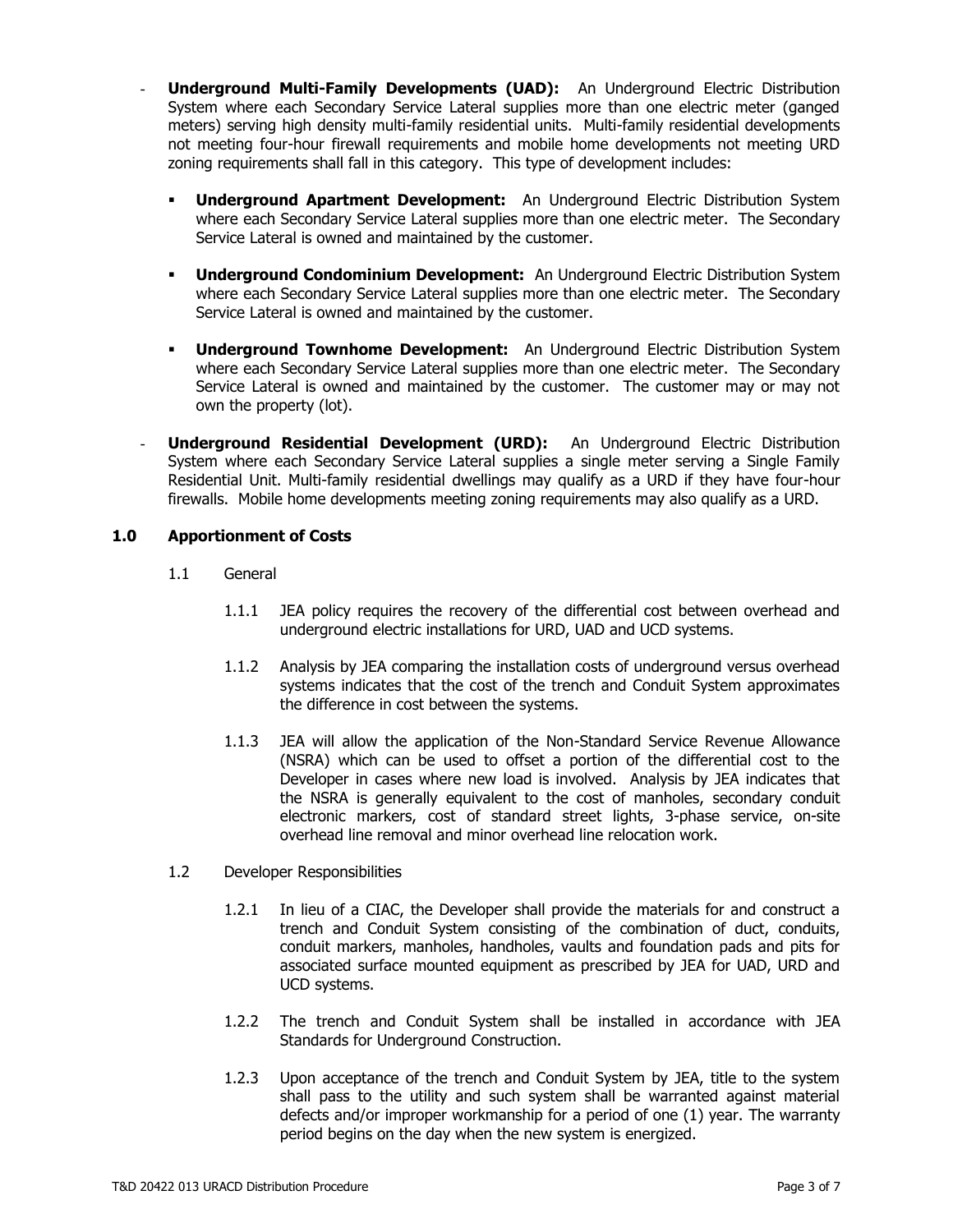- **Underground Multi-Family Developments (UAD):** An Underground Electric Distribution System where each Secondary Service Lateral supplies more than one electric meter (ganged meters) serving high density multi-family residential units. Multi-family residential developments not meeting four-hour firewall requirements and mobile home developments not meeting URD zoning requirements shall fall in this category. This type of development includes:

  - **Underground Apartment Development:** An Underground Electric Distribution System where each Secondary Service Lateral supplies more than one electric meter. The Secondary Service Lateral is owned and maintained by the customer.

  - **Underground Condominium Development:** An Underground Electric Distribution System where each Secondary Service Lateral supplies more than one electric meter. The Secondary Service Lateral is owned and maintained by the customer.

  - **Underground Townhome Development:** An Underground Electric Distribution System where each Secondary Service Lateral supplies more than one electric meter. The Secondary Service Lateral is owned and maintained by the customer. The customer may or may not own the property (lot).

- **Underground Residential Development (URD):** An Underground Electric Distribution System where each Secondary Service Lateral supplies a single meter serving a Single Family Residential Unit. Multi-family residential dwellings may qualify as a URD if they have four-hour firewalls. Mobile home developments meeting zoning requirements may also qualify as a URD.

## 1.0 Apportionment of Costs

### 1.1 General

1.1.1 JEA policy requires the recovery of the differential cost between overhead and underground electric installations for URD, UAD and UCD systems.

1.1.2 Analysis by JEA comparing the installation costs of underground versus overhead systems indicates that the cost of the trench and Conduit System approximates the difference in cost between the systems.

1.1.3 JEA will allow the application of the Non-Standard Service Revenue Allowance (NSRA) which can be used to offset a portion of the differential cost to the Developer in cases where new load is involved. Analysis by JEA indicates that the NSRA is generally equivalent to the cost of manholes, secondary conduit electronic markers, cost of standard street lights, 3-phase service, on-site overhead line removal and minor overhead line relocation work.

### 1.2 Developer Responsibilities

1.2.1 In lieu of a CIAC, the Developer shall provide the materials for and construct a trench and Conduit System consisting of the combination of duct, conduits, conduit markers, manholes, handholes, vaults and foundation pads and pits for associated surface mounted equipment as prescribed by JEA for UAD, URD and UCD systems.

1.2.2 The trench and Conduit System shall be installed in accordance with JEA Standards for Underground Construction.

1.2.3 Upon acceptance of the trench and Conduit System by JEA, title to the system shall pass to the utility and such system shall be warranted against material defects and/or improper workmanship for a period of one (1) year. The warranty period begins on the day when the new system is energized.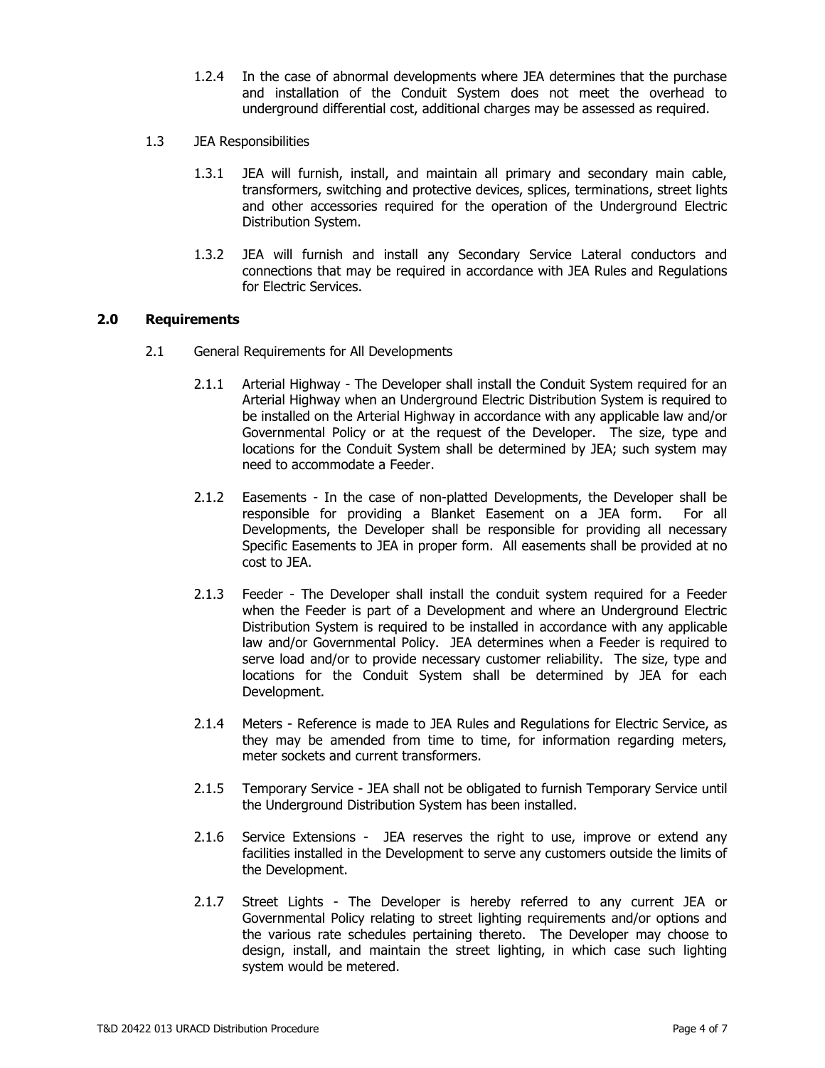1.2.4 In the case of abnormal developments where JEA determines that the purchase and installation of the Conduit System does not meet the overhead to underground differential cost, additional charges may be assessed as required.

1.3 JEA Responsibilities

1.3.1 JEA will furnish, install, and maintain all primary and secondary main cable, transformers, switching and protective devices, splices, terminations, street lights and other accessories required for the operation of the Underground Electric Distribution System.

1.3.2 JEA will furnish and install any Secondary Service Lateral conductors and connections that may be required in accordance with JEA Rules and Regulations for Electric Services.

## 2.0 Requirements

2.1 General Requirements for All Developments

2.1.1 Arterial Highway - The Developer shall install the Conduit System required for an Arterial Highway when an Underground Electric Distribution System is required to be installed on the Arterial Highway in accordance with any applicable law and/or Governmental Policy or at the request of the Developer. The size, type and locations for the Conduit System shall be determined by JEA; such system may need to accommodate a Feeder.

2.1.2 Easements - In the case of non-platted Developments, the Developer shall be responsible for providing a Blanket Easement on a JEA form. For all Developments, the Developer shall be responsible for providing all necessary Specific Easements to JEA in proper form. All easements shall be provided at no cost to JEA.

2.1.3 Feeder - The Developer shall install the conduit system required for a Feeder when the Feeder is part of a Development and where an Underground Electric Distribution System is required to be installed in accordance with any applicable law and/or Governmental Policy. JEA determines when a Feeder is required to serve load and/or to provide necessary customer reliability. The size, type and locations for the Conduit System shall be determined by JEA for each Development.

2.1.4 Meters - Reference is made to JEA Rules and Regulations for Electric Service, as they may be amended from time to time, for information regarding meters, meter sockets and current transformers.

2.1.5 Temporary Service - JEA shall not be obligated to furnish Temporary Service until the Underground Distribution System has been installed.

2.1.6 Service Extensions - JEA reserves the right to use, improve or extend any facilities installed in the Development to serve any customers outside the limits of the Development.

2.1.7 Street Lights - The Developer is hereby referred to any current JEA or Governmental Policy relating to street lighting requirements and/or options and the various rate schedules pertaining thereto. The Developer may choose to design, install, and maintain the street lighting, in which case such lighting system would be metered.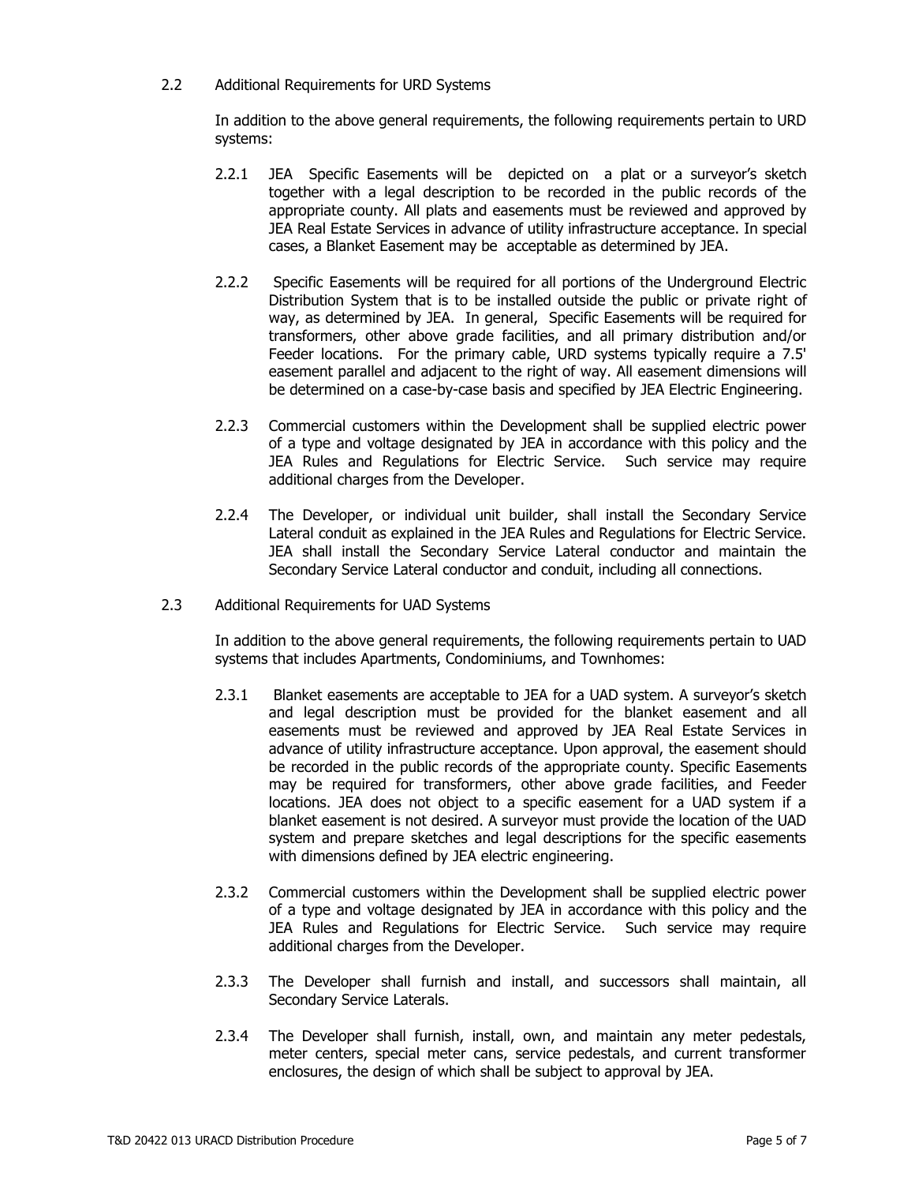### 2.2 Additional Requirements for URD Systems

In addition to the above general requirements, the following requirements pertain to URD systems:

2.2.1 JEA Specific Easements will be depicted on a plat or a surveyor's sketch together with a legal description to be recorded in the public records of the appropriate county. All plats and easements must be reviewed and approved by JEA Real Estate Services in advance of utility infrastructure acceptance. In special cases, a Blanket Easement may be acceptable as determined by JEA.

2.2.2 Specific Easements will be required for all portions of the Underground Electric Distribution System that is to be installed outside the public or private right of way, as determined by JEA. In general, Specific Easements will be required for transformers, other above grade facilities, and all primary distribution and/or Feeder locations. For the primary cable, URD systems typically require a 7.5' easement parallel and adjacent to the right of way. All easement dimensions will be determined on a case-by-case basis and specified by JEA Electric Engineering.

2.2.3 Commercial customers within the Development shall be supplied electric power of a type and voltage designated by JEA in accordance with this policy and the JEA Rules and Regulations for Electric Service. Such service may require additional charges from the Developer.

2.2.4 The Developer, or individual unit builder, shall install the Secondary Service Lateral conduit as explained in the JEA Rules and Regulations for Electric Service. JEA shall install the Secondary Service Lateral conductor and maintain the Secondary Service Lateral conductor and conduit, including all connections.

### 2.3 Additional Requirements for UAD Systems

In addition to the above general requirements, the following requirements pertain to UAD systems that includes Apartments, Condominiums, and Townhomes:

2.3.1 Blanket easements are acceptable to JEA for a UAD system. A surveyor's sketch and legal description must be provided for the blanket easement and all easements must be reviewed and approved by JEA Real Estate Services in advance of utility infrastructure acceptance. Upon approval, the easement should be recorded in the public records of the appropriate county. Specific Easements may be required for transformers, other above grade facilities, and Feeder locations. JEA does not object to a specific easement for a UAD system if a blanket easement is not desired. A surveyor must provide the location of the UAD system and prepare sketches and legal descriptions for the specific easements with dimensions defined by JEA electric engineering.

2.3.2 Commercial customers within the Development shall be supplied electric power of a type and voltage designated by JEA in accordance with this policy and the JEA Rules and Regulations for Electric Service. Such service may require additional charges from the Developer.

2.3.3 The Developer shall furnish and install, and successors shall maintain, all Secondary Service Laterals.

2.3.4 The Developer shall furnish, install, own, and maintain any meter pedestals, meter centers, special meter cans, service pedestals, and current transformer enclosures, the design of which shall be subject to approval by JEA.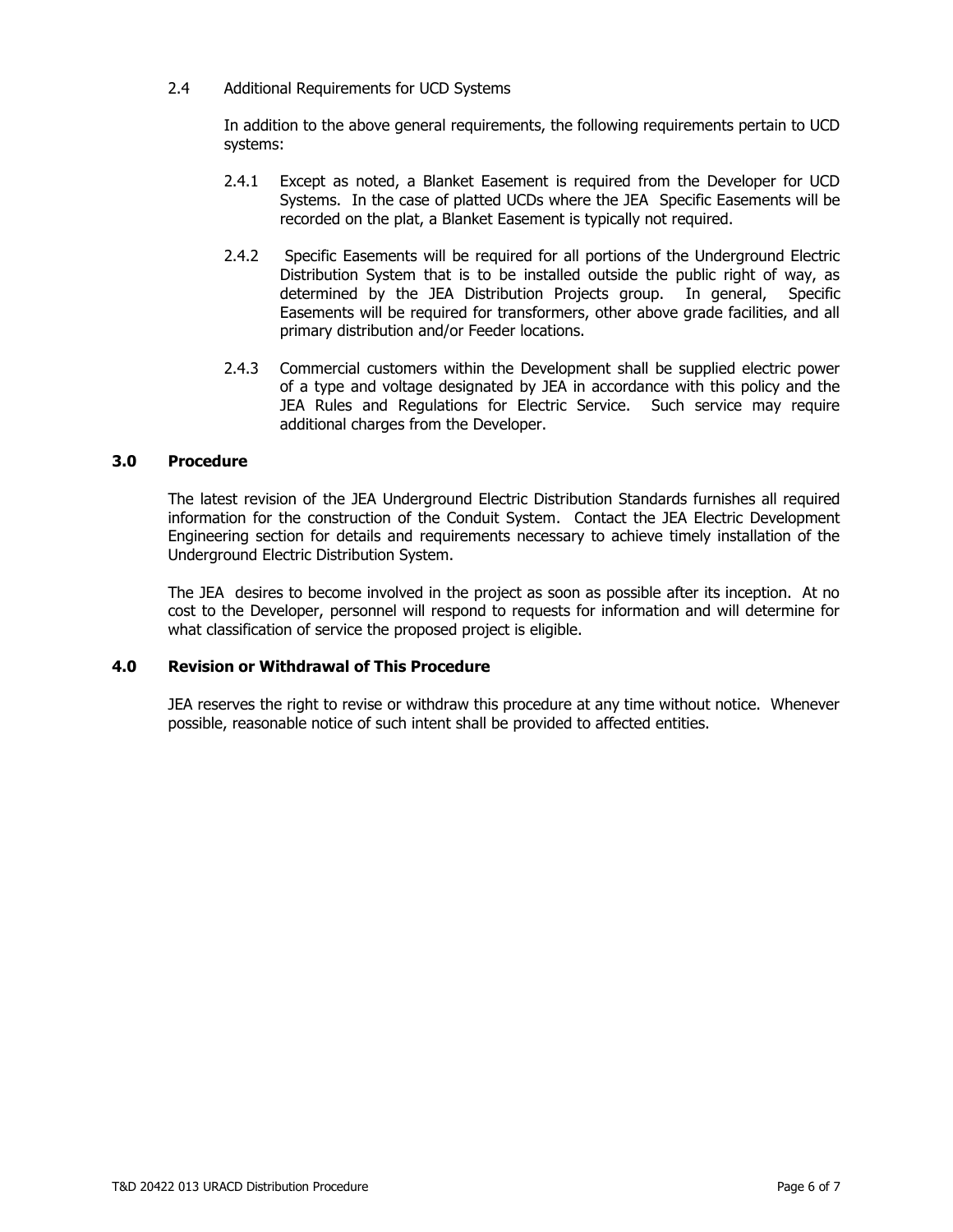2.4 Additional Requirements for UCD Systems

In addition to the above general requirements, the following requirements pertain to UCD systems:

2.4.1 Except as noted, a Blanket Easement is required from the Developer for UCD Systems. In the case of platted UCDs where the JEA Specific Easements will be recorded on the plat, a Blanket Easement is typically not required.

2.4.2 Specific Easements will be required for all portions of the Underground Electric Distribution System that is to be installed outside the public right of way, as determined by the JEA Distribution Projects group. In general, Specific Easements will be required for transformers, other above grade facilities, and all primary distribution and/or Feeder locations.

2.4.3 Commercial customers within the Development shall be supplied electric power of a type and voltage designated by JEA in accordance with this policy and the JEA Rules and Regulations for Electric Service. Such service may require additional charges from the Developer.

## 3.0 Procedure

The latest revision of the JEA Underground Electric Distribution Standards furnishes all required information for the construction of the Conduit System. Contact the JEA Electric Development Engineering section for details and requirements necessary to achieve timely installation of the Underground Electric Distribution System.

The JEA desires to become involved in the project as soon as possible after its inception. At no cost to the Developer, personnel will respond to requests for information and will determine for what classification of service the proposed project is eligible.

## 4.0 Revision or Withdrawal of This Procedure

JEA reserves the right to revise or withdraw this procedure at any time without notice. Whenever possible, reasonable notice of such intent shall be provided to affected entities.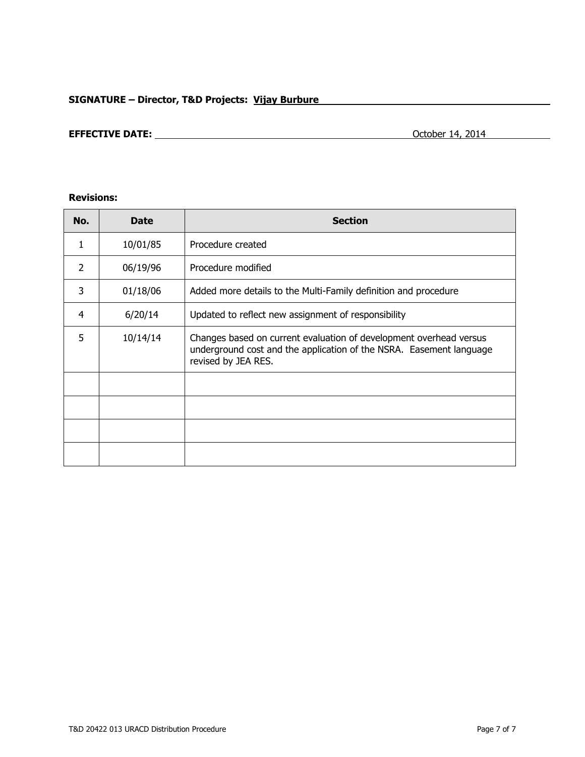**SIGNATURE – Director, T&D Projects: Vijay Burbure**

**EFFECTIVE DATE:** October 14, 2014

**Revisions:**

| No. | Date | Section |
|---|---|---|
| 1 | 10/01/85 | Procedure created |
| 2 | 06/19/96 | Procedure modified |
| 3 | 01/18/06 | Added more details to the Multi-Family definition and procedure |
| 4 | 6/20/14 | Updated to reflect new assignment of responsibility |
| 5 | 10/14/14 | Changes based on current evaluation of development overhead versus underground cost and the application of the NSRA. Easement language revised by JEA RES. |
| | | |
| | | |
| | | |
| | | |